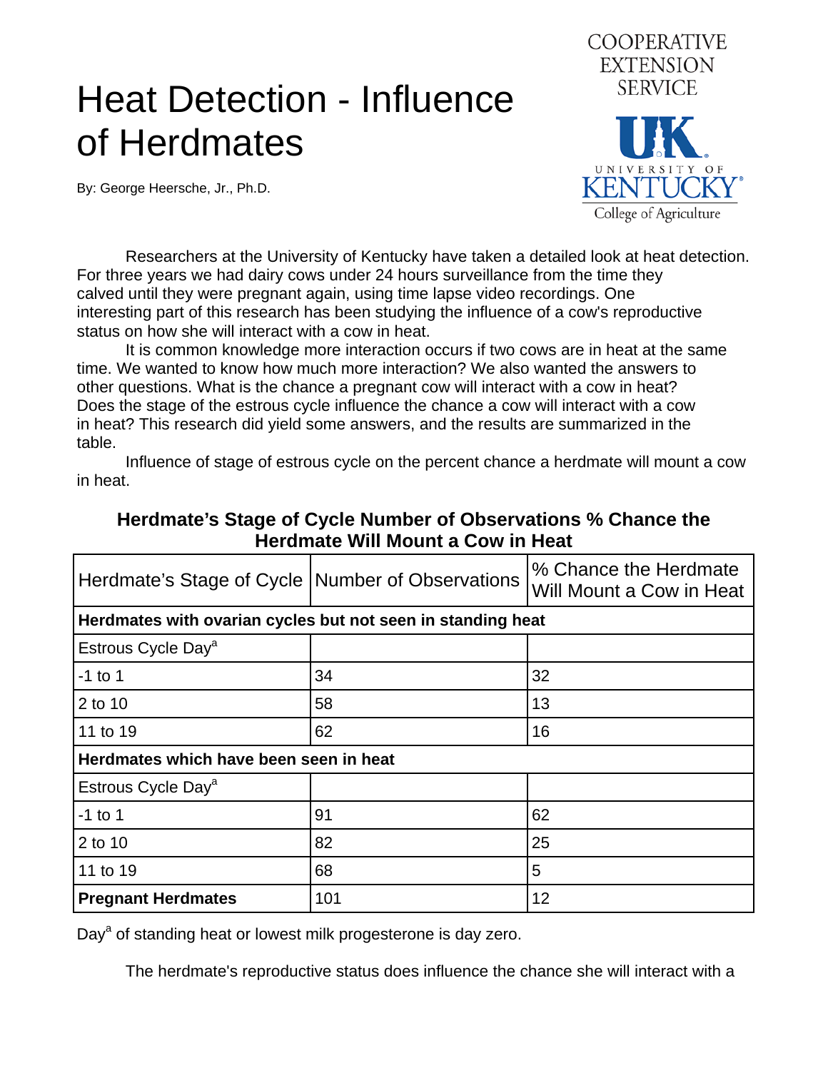# Heat Detection - Influence of Herdmates

COOPERATIVE EXTENSION SERVICE

UNIVERSITY OF KENTUCKY College of Agriculture

By: George Heersche, Jr., Ph.D.

Researchers at the University of Kentucky have taken a detailed look at heat detection. For three years we had dairy cows under 24 hours surveillance from the time they calved until they were pregnant again, using time lapse video recordings. One interesting part of this research has been studying the influence of a cow's reproductive status on how she will interact with a cow in heat.

It is common knowledge more interaction occurs if two cows are in heat at the same time. We wanted to know how much more interaction? We also wanted the answers to other questions. What is the chance a pregnant cow will interact with a cow in heat? Does the stage of the estrous cycle influence the chance a cow will interact with a cow in heat? This research did yield some answers, and the results are summarized in the table.

Influence of stage of estrous cycle on the percent chance a herdmate will mount a cow in heat.

**Herdmate's Stage of Cycle Number of Observations % Chance the Herdmate Will Mount a Cow in Heat**

| Herdmate's Stage of Cycle | Number of Observations | % Chance the Herdmate Will Mount a Cow in Heat |
|---|---|---|
| **Herdmates with ovarian cycles but not seen in standing heat** | | |
| Estrous Cycle Day[a] | | |
| -1 to 1 | 34 | 32 |
| 2 to 10 | 58 | 13 |
| 11 to 19 | 62 | 16 |
| **Herdmates which have been seen in heat** | | |
| Estrous Cycle Day[a] | | |
| -1 to 1 | 91 | 62 |
| 2 to 10 | 82 | 25 |
| 11 to 19 | 68 | 5 |
| **Pregnant Herdmates** | 101 | 12 |

Day[a] of standing heat or lowest milk progesterone is day zero.

The herdmate's reproductive status does influence the chance she will interact with a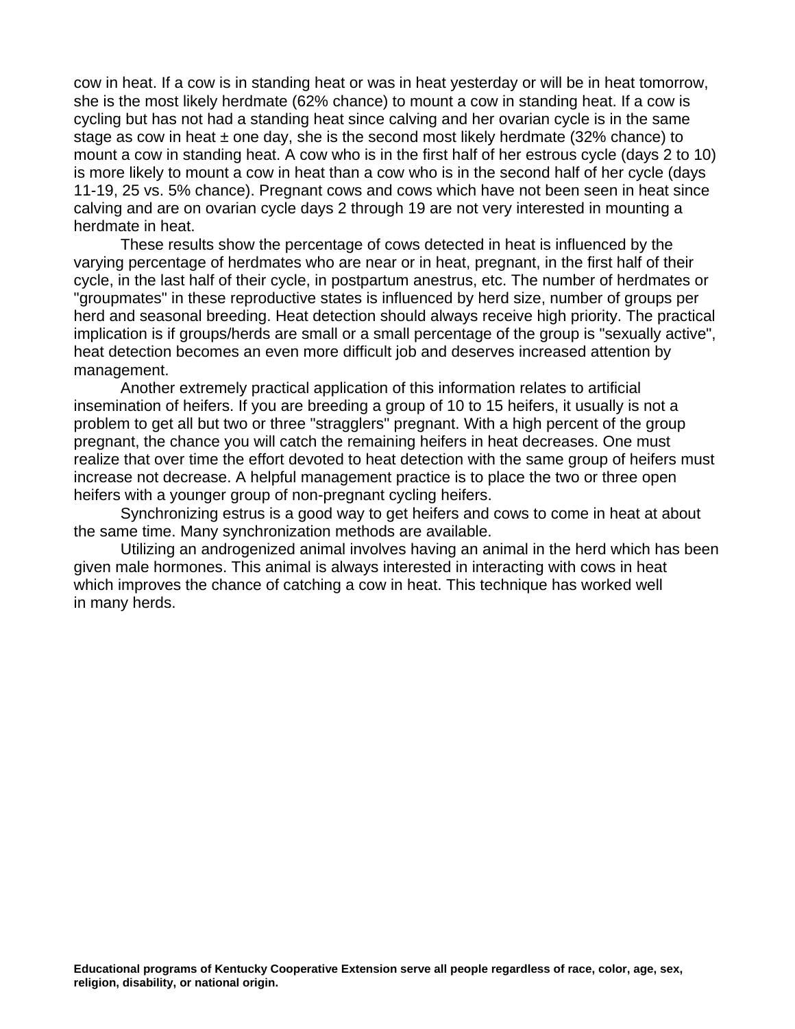cow in heat. If a cow is in standing heat or was in heat yesterday or will be in heat tomorrow, she is the most likely herdmate (62% chance) to mount a cow in standing heat. If a cow is cycling but has not had a standing heat since calving and her ovarian cycle is in the same stage as cow in heat ± one day, she is the second most likely herdmate (32% chance) to mount a cow in standing heat. A cow who is in the first half of her estrous cycle (days 2 to 10) is more likely to mount a cow in heat than a cow who is in the second half of her cycle (days 11-19, 25 vs. 5% chance). Pregnant cows and cows which have not been seen in heat since calving and are on ovarian cycle days 2 through 19 are not very interested in mounting a herdmate in heat.

These results show the percentage of cows detected in heat is influenced by the varying percentage of herdmates who are near or in heat, pregnant, in the first half of their cycle, in the last half of their cycle, in postpartum anestrus, etc. The number of herdmates or "groupmates" in these reproductive states is influenced by herd size, number of groups per herd and seasonal breeding. Heat detection should always receive high priority. The practical implication is if groups/herds are small or a small percentage of the group is "sexually active", heat detection becomes an even more difficult job and deserves increased attention by management.

Another extremely practical application of this information relates to artificial insemination of heifers. If you are breeding a group of 10 to 15 heifers, it usually is not a problem to get all but two or three "stragglers" pregnant. With a high percent of the group pregnant, the chance you will catch the remaining heifers in heat decreases. One must realize that over time the effort devoted to heat detection with the same group of heifers must increase not decrease. A helpful management practice is to place the two or three open heifers with a younger group of non-pregnant cycling heifers.

Synchronizing estrus is a good way to get heifers and cows to come in heat at about the same time. Many synchronization methods are available.

Utilizing an androgenized animal involves having an animal in the herd which has been given male hormones. This animal is always interested in interacting with cows in heat which improves the chance of catching a cow in heat. This technique has worked well in many herds.

**Educational programs of Kentucky Cooperative Extension serve all people regardless of race, color, age, sex, religion, disability, or national origin.**